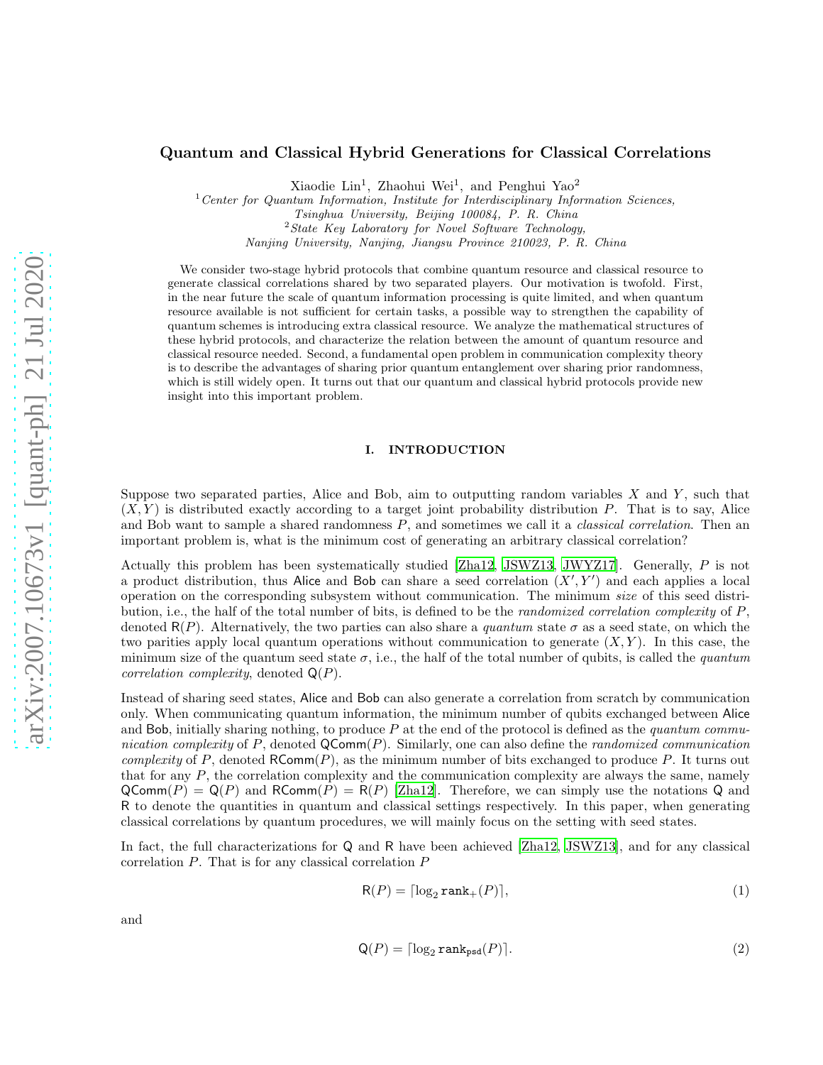# Quantum and Classical Hybrid Generations for Classical Correlations

Xiaodie Lin[1], Zhaohui Wei[1], and Penghui Yao[2]

[1] *Center for Quantum Information, Institute for Interdisciplinary Information Sciences, Tsinghua University, Beijing 100084, P. R. China*

[2] *State Key Laboratory for Novel Software Technology, Nanjing University, Nanjing, Jiangsu Province 210023, P. R. China*

We consider two-stage hybrid protocols that combine quantum resource and classical resource to generate classical correlations shared by two separated players. Our motivation is twofold. First, in the near future the scale of quantum information processing is quite limited, and when quantum resource available is not sufficient for certain tasks, a possible way to strengthen the capability of quantum schemes is introducing extra classical resource. We analyze the mathematical structures of these hybrid protocols, and characterize the relation between the amount of quantum resource and classical resource needed. Second, a fundamental open problem in communication complexity theory is to describe the advantages of sharing prior quantum entanglement over sharing prior randomness, which is still widely open. It turns out that our quantum and classical hybrid protocols provide new insight into this important problem.

## I. INTRODUCTION

Suppose two separated parties, Alice and Bob, aim to outputting random variables $X$ and $Y$, such that $(X, Y)$ is distributed exactly according to a target joint probability distribution $P$. That is to say, Alice and Bob want to sample a shared randomness $P$, and sometimes we call it a *classical correlation*. Then an important problem is, what is the minimum cost of generating an arbitrary classical correlation?

Actually this problem has been systematically studied [Zha12, JSWZ13, JWYZ17]. Generally, $P$ is not a product distribution, thus Alice and Bob can share a seed correlation $(X', Y')$ and each applies a local operation on the corresponding subsystem without communication. The minimum *size* of this seed distribution, i.e., the half of the total number of bits, is defined to be the *randomized correlation complexity* of $P$, denoted $\mathsf{R}(P)$. Alternatively, the two parties can also share a *quantum* state $\sigma$ as a seed state, on which the two parities apply local quantum operations without communication to generate $(X, Y)$. In this case, the minimum size of the quantum seed state $\sigma$, i.e., the half of the total number of qubits, is called the *quantum correlation complexity*, denoted $\mathsf{Q}(P)$.

Instead of sharing seed states, Alice and Bob can also generate a correlation from scratch by communication only. When communicating quantum information, the minimum number of qubits exchanged between Alice and Bob, initially sharing nothing, to produce $P$ at the end of the protocol is defined as the *quantum communication complexity* of $P$, denoted $\mathsf{QComm}(P)$. Similarly, one can also define the *randomized communication complexity* of $P$, denoted $\mathsf{RComm}(P)$, as the minimum number of bits exchanged to produce $P$. It turns out that for any $P$, the correlation complexity and the communication complexity are always the same, namely $\mathsf{QComm}(P) = \mathsf{Q}(P)$ and $\mathsf{RComm}(P) = \mathsf{R}(P)$ [Zha12]. Therefore, we can simply use the notations $\mathsf{Q}$ and $\mathsf{R}$ to denote the quantities in quantum and classical settings respectively. In this paper, when generating classical correlations by quantum procedures, we will mainly focus on the setting with seed states.

In fact, the full characterizations for $\mathsf{Q}$ and $\mathsf{R}$ have been achieved [Zha12, JSWZ13], and for any classical correlation $P$. That is for any classical correlation $P$

$$\mathsf{R}(P) = \lceil \log_2 \mathtt{rank}_+(P) \rceil, \tag{1}$$

and

$$\mathsf{Q}(P) = \lceil \log_2 \mathtt{rank}_{\mathtt{psd}}(P) \rceil. \tag{2}$$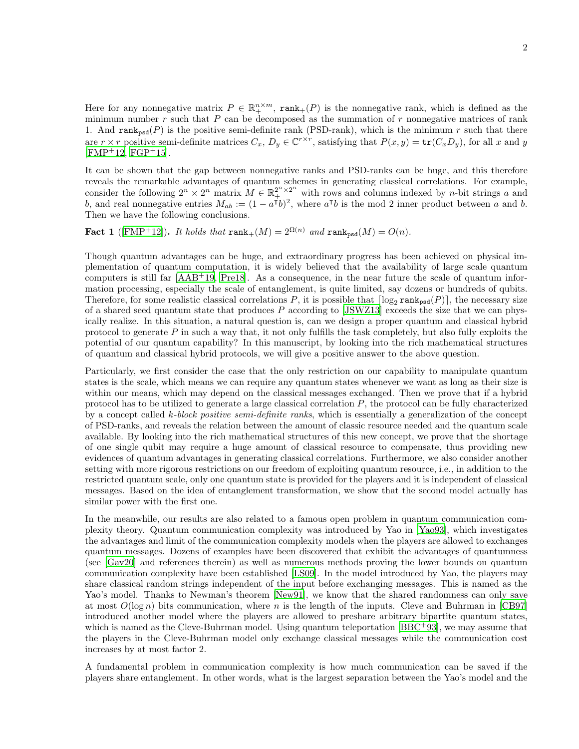Here for any nonnegative matrix $P \in \mathbb{R}_+^{n\times m}$, $\mathtt{rank}_+(P)$ is the nonnegative rank, which is defined as the minimum number $r$ such that $P$ can be decomposed as the summation of $r$ nonnegative matrices of rank 1. And $\mathtt{rank}_{\mathtt{psd}}(P)$ is the positive semi-definite rank (PSD-rank), which is the minimum $r$ such that there are $r \times r$ positive semi-definite matrices $C_x$, $D_y \in \mathbb{C}^{r\times r}$, satisfying that $P(x, y) = \mathtt{tr}(C_x D_y)$, for all $x$ and $y$ [FMP+12, FGP+15].

It can be shown that the gap between nonnegative ranks and PSD-ranks can be huge, and this therefore reveals the remarkable advantages of quantum schemes in generating classical correlations. For example, consider the following $2^n \times 2^n$ matrix $M \in \mathbb{R}_+^{2^n\times 2^n}$ with rows and columns indexed by $n$-bit strings $a$ and $b$, and real nonnegative entries $M_{ab} := (1 - a^{\intercal}b)^2$, where $a^{\intercal}b$ is the mod 2 inner product between $a$ and $b$. Then we have the following conclusions.

**Fact 1** ([FMP+12]). *It holds that* $\mathtt{rank}_+(M) = 2^{\Omega(n)}$ *and* $\mathtt{rank}_{\mathtt{psd}}(M) = O(n)$.

Though quantum advantages can be huge, and extraordinary progress has been achieved on physical implementation of quantum computation, it is widely believed that the availability of large scale quantum computers is still far [AAB+19, Pre18]. As a consequence, in the near future the scale of quantum information processing, especially the scale of entanglement, is quite limited, say dozens or hundreds of qubits. Therefore, for some realistic classical correlations $P$, it is possible that $\lceil \log_2 \mathtt{rank}_{\mathtt{psd}}(P)\rceil$, the necessary size of a shared seed quantum state that produces $P$ according to [JSWZ13] exceeds the size that we can physically realize. In this situation, a natural question is, can we design a proper quantum and classical hybrid protocol to generate $P$ in such a way that, it not only fulfills the task completely, but also fully exploits the potential of our quantum capability? In this manuscript, by looking into the rich mathematical structures of quantum and classical hybrid protocols, we will give a positive answer to the above question.

Particularly, we first consider the case that the only restriction on our capability to manipulate quantum states is the scale, which means we can require any quantum states whenever we want as long as their size is within our means, which may depend on the classical messages exchanged. Then we prove that if a hybrid protocol has to be utilized to generate a large classical correlation $P$, the protocol can be fully characterized by a concept called *k-block positive semi-definite ranks*, which is essentially a generalization of the concept of PSD-ranks, and reveals the relation between the amount of classic resource needed and the quantum scale available. By looking into the rich mathematical structures of this new concept, we prove that the shortage of one single qubit may require a huge amount of classical resource to compensate, thus providing new evidences of quantum advantages in generating classical correlations. Furthermore, we also consider another setting with more rigorous restrictions on our freedom of exploiting quantum resource, i.e., in addition to the restricted quantum scale, only one quantum state is provided for the players and it is independent of classical messages. Based on the idea of entanglement transformation, we show that the second model actually has similar power with the first one.

In the meanwhile, our results are also related to a famous open problem in quantum communication complexity theory. Quantum communication complexity was introduced by Yao in [Yao93], which investigates the advantages and limit of the communication complexity models when the players are allowed to exchanges quantum messages. Dozens of examples have been discovered that exhibit the advantages of quantumness (see [Gav20] and references therein) as well as numerous methods proving the lower bounds on quantum communication complexity have been established [LS09]. In the model introduced by Yao, the players may share classical random strings independent of the input before exchanging messages. This is named as the Yao's model. Thanks to Newman's theorem [New91], we know that the shared randomness can only save at most $O(\log n)$ bits communication, where $n$ is the length of the inputs. Cleve and Buhrman in [CB97] introduced another model where the players are allowed to preshare arbitrary bipartite quantum states, which is named as the Cleve-Buhrman model. Using quantum teleportation [BBC+93], we may assume that the players in the Cleve-Buhrman model only exchange classical messages while the communication cost increases by at most factor 2.

A fundamental problem in communication complexity is how much communication can be saved if the players share entanglement. In other words, what is the largest separation between the Yao's model and the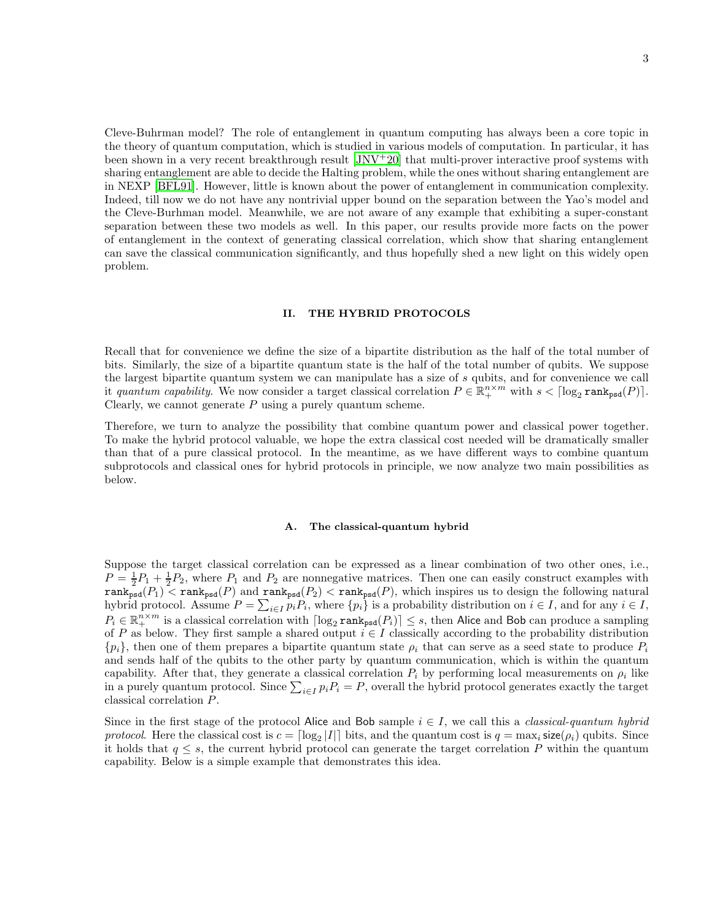Cleve-Buhrman model? The role of entanglement in quantum computing has always been a core topic in the theory of quantum computation, which is studied in various models of computation. In particular, it has been shown in a very recent breakthrough result [JNV+20] that multi-prover interactive proof systems with sharing entanglement are able to decide the Halting problem, while the ones without sharing entanglement are in NEXP [BFL91]. However, little is known about the power of entanglement in communication complexity. Indeed, till now we do not have any nontrivial upper bound on the separation between the Yao's model and the Cleve-Burhman model. Meanwhile, we are not aware of any example that exhibiting a super-constant separation between these two models as well. In this paper, our results provide more facts on the power of entanglement in the context of generating classical correlation, which show that sharing entanglement can save the classical communication significantly, and thus hopefully shed a new light on this widely open problem.

## II. THE HYBRID PROTOCOLS

Recall that for convenience we define the size of a bipartite distribution as the half of the total number of bits. Similarly, the size of a bipartite quantum state is the half of the total number of qubits. We suppose the largest bipartite quantum system we can manipulate has a size of $s$ qubits, and for convenience we call it *quantum capability*. We now consider a target classical correlation $P \in \mathbb{R}_+^{n\times m}$ with $s < \lceil \log_2 \mathtt{rank_{psd}}(P) \rceil$. Clearly, we cannot generate $P$ using a purely quantum scheme.

Therefore, we turn to analyze the possibility that combine quantum power and classical power together. To make the hybrid protocol valuable, we hope the extra classical cost needed will be dramatically smaller than that of a pure classical protocol. In the meantime, as we have different ways to combine quantum subprotocols and classical ones for hybrid protocols in principle, we now analyze two main possibilities as below.

### A. The classical-quantum hybrid

Suppose the target classical correlation can be expressed as a linear combination of two other ones, i.e., $P = \frac{1}{2}P_1 + \frac{1}{2}P_2$, where $P_1$ and $P_2$ are nonnegative matrices. Then one can easily construct examples with $\mathtt{rank_{psd}}(P_1) < \mathtt{rank_{psd}}(P)$ and $\mathtt{rank_{psd}}(P_2) < \mathtt{rank_{psd}}(P)$, which inspires us to design the following natural hybrid protocol. Assume $P = \sum_{i\in I} p_i P_i$, where $\{p_i\}$ is a probability distribution on $i \in I$, and for any $i \in I$, $P_i \in \mathbb{R}_+^{n\times m}$ is a classical correlation with $\lceil \log_2 \mathtt{rank_{psd}}(P_i) \rceil \leq s$, then Alice and Bob can produce a sampling of $P$ as below. They first sample a shared output $i \in I$ classically according to the probability distribution $\{p_i\}$, then one of them prepares a bipartite quantum state $\rho_i$ that can serve as a seed state to produce $P_i$ and sends half of the qubits to the other party by quantum communication, which is within the quantum capability. After that, they generate a classical correlation $P_i$ by performing local measurements on $\rho_i$ like in a purely quantum protocol. Since $\sum_{i\in I} p_i P_i = P$, overall the hybrid protocol generates exactly the target classical correlation $P$.

Since in the first stage of the protocol Alice and Bob sample $i \in I$, we call this a *classical-quantum hybrid protocol*. Here the classical cost is $c = \lceil \log_2 |I| \rceil$ bits, and the quantum cost is $q = \max_i \mathsf{size}(\rho_i)$ qubits. Since it holds that $q \leq s$, the current hybrid protocol can generate the target correlation $P$ within the quantum capability. Below is a simple example that demonstrates this idea.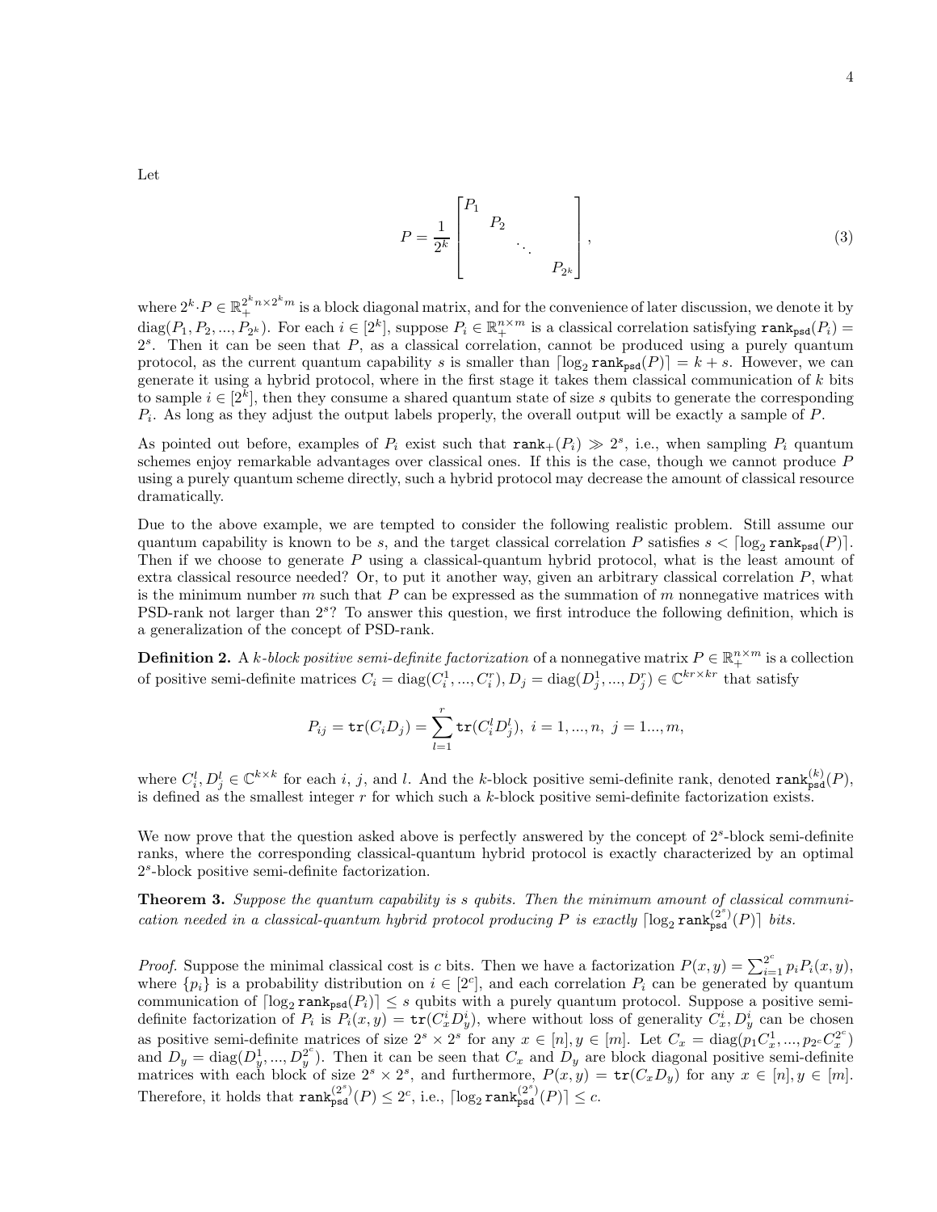Let

$$P = \frac{1}{2^k} \begin{bmatrix} P_1 & & & \\ & P_2 & & \\ & & \ddots & \\ & & & P_{2^k} \end{bmatrix}, \tag{3}$$

where $2^k \cdot P \in \mathbb{R}_+^{2^k n \times 2^k m}$ is a block diagonal matrix, and for the convenience of later discussion, we denote it by $\mathrm{diag}(P_1, P_2, ..., P_{2^k})$. For each $i \in [2^k]$, suppose $P_i \in \mathbb{R}_+^{n\times m}$ is a classical correlation satisfying $\mathtt{rank_{psd}}(P_i) = 2^s$. Then it can be seen that $P$, as a classical correlation, cannot be produced using a purely quantum protocol, as the current quantum capability $s$ is smaller than $\lceil \log_2 \mathtt{rank_{psd}}(P) \rceil = k + s$. However, we can generate it using a hybrid protocol, where in the first stage it takes them classical communication of $k$ bits to sample $i \in [2^k]$, then they consume a shared quantum state of size $s$ qubits to generate the corresponding $P_i$. As long as they adjust the output labels properly, the overall output will be exactly a sample of $P$.

As pointed out before, examples of $P_i$ exist such that $\mathtt{rank}_+(P_i) \gg 2^s$, i.e., when sampling $P_i$ quantum schemes enjoy remarkable advantages over classical ones. If this is the case, though we cannot produce $P$ using a purely quantum scheme directly, such a hybrid protocol may decrease the amount of classical resource dramatically.

Due to the above example, we are tempted to consider the following realistic problem. Still assume our quantum capability is known to be $s$, and the target classical correlation $P$ satisfies $s < \lceil \log_2 \mathtt{rank_{psd}}(P) \rceil$. Then if we choose to generate $P$ using a classical-quantum hybrid protocol, what is the least amount of extra classical resource needed? Or, to put it another way, given an arbitrary classical correlation $P$, what is the minimum number $m$ such that $P$ can be expressed as the summation of $m$ nonnegative matrices with PSD-rank not larger than $2^s$? To answer this question, we first introduce the following definition, which is a generalization of the concept of PSD-rank.

**Definition 2.** A *$k$-block positive semi-definite factorization* of a nonnegative matrix $P \in \mathbb{R}_+^{n\times m}$ is a collection of positive semi-definite matrices $C_i = \mathrm{diag}(C_i^1, ..., C_i^r), D_j = \mathrm{diag}(D_j^1, ..., D_j^r) \in \mathbb{C}^{kr\times kr}$ that satisfy

$$P_{ij} = \mathtt{tr}(C_i D_j) = \sum_{l=1}^{r} \mathtt{tr}(C_i^l D_j^l),\ i = 1, ..., n,\ j = 1..., m,$$

where $C_i^l, D_j^l \in \mathbb{C}^{k\times k}$ for each $i$, $j$, and $l$. And the $k$-block positive semi-definite rank, denoted $\mathtt{rank}_{\mathtt{psd}}^{(k)}(P)$, is defined as the smallest integer $r$ for which such a $k$-block positive semi-definite factorization exists.

We now prove that the question asked above is perfectly answered by the concept of $2^s$-block semi-definite ranks, where the corresponding classical-quantum hybrid protocol is exactly characterized by an optimal $2^s$-block positive semi-definite factorization.

**Theorem 3.** *Suppose the quantum capability is $s$ qubits. Then the minimum amount of classical communication needed in a classical-quantum hybrid protocol producing $P$ is exactly $\lceil \log_2 \mathtt{rank}_{\mathtt{psd}}^{(2^s)}(P) \rceil$ bits.*

*Proof.* Suppose the minimal classical cost is $c$ bits. Then we have a factorization $P(x, y) = \sum_{i=1}^{2^c} p_i P_i(x, y)$, where $\{p_i\}$ is a probability distribution on $i \in [2^c]$, and each correlation $P_i$ can be generated by quantum communication of $\lceil \log_2 \mathtt{rank_{psd}}(P_i) \rceil \le s$ qubits with a purely quantum protocol. Suppose a positive semi-definite factorization of $P_i$ is $P_i(x, y) = \mathtt{tr}(C_x^i D_y^i)$, where without loss of generality $C_x^i, D_y^i$ can be chosen as positive semi-definite matrices of size $2^s \times 2^s$ for any $x \in [n], y \in [m]$. Let $C_x = \mathrm{diag}(p_1 C_x^1, ..., p_{2^c} C_x^{2^c})$ and $D_y = \mathrm{diag}(D_y^1, ..., D_y^{2^c})$. Then it can be seen that $C_x$ and $D_y$ are block diagonal positive semi-definite matrices with each block of size $2^s \times 2^s$, and furthermore, $P(x, y) = \mathtt{tr}(C_x D_y)$ for any $x \in [n], y \in [m]$. Therefore, it holds that $\mathtt{rank}_{\mathtt{psd}}^{(2^s)}(P) \le 2^c$, i.e., $\lceil \log_2 \mathtt{rank}_{\mathtt{psd}}^{(2^s)}(P) \rceil \le c$.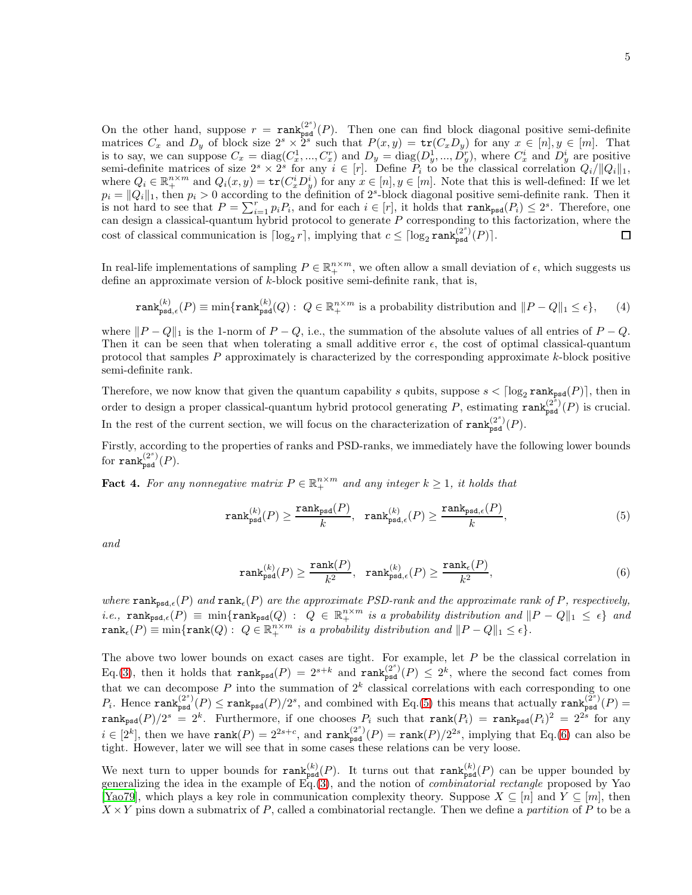On the other hand, suppose $r = \mathtt{rank}_{\mathtt{psd}}^{(2^s)}(P)$. Then one can find block diagonal positive semi-definite matrices $C_x$ and $D_y$ of block size $2^s \times 2^s$ such that $P(x, y) = \mathtt{tr}(C_x D_y)$ for any $x \in [n], y \in [m]$. That is to say, we can suppose $C_x = \mathrm{diag}(C_x^1, ..., C_x^r)$ and $D_y = \mathrm{diag}(D_y^1, ..., D_y^r)$, where $C_x^i$ and $D_y^i$ are positive semi-definite matrices of size $2^s \times 2^s$ for any $i \in [r]$. Define $P_i$ to be the classical correlation $Q_i/\|Q_i\|_1$, where $Q_i \in \mathbb{R}_+^{n\times m}$ and $Q_i(x, y) = \mathtt{tr}(C_x^i D_y^i)$ for any $x \in [n], y \in [m]$. Note that this is well-defined: If we let $p_i = \|Q_i\|_1$, then $p_i > 0$ according to the definition of $2^s$-block diagonal positive semi-definite rank. Then it is not hard to see that $P = \sum_{i=1}^r p_i P_i$, and for each $i \in [r]$, it holds that $\mathtt{rank}_{\mathtt{psd}}(P_i) \leq 2^s$. Therefore, one can design a classical-quantum hybrid protocol to generate $P$ corresponding to this factorization, where the cost of classical communication is $\lceil \log_2 r \rceil$, implying that $c \leq \lceil \log_2 \mathtt{rank}_{\mathtt{psd}}^{(2^s)}(P) \rceil$. □

In real-life implementations of sampling $P \in \mathbb{R}_+^{n\times m}$, we often allow a small deviation of $\epsilon$, which suggests us define an approximate version of $k$-block positive semi-definite rank, that is,

$$\mathtt{rank}_{\mathtt{psd},\epsilon}^{(k)}(P) \equiv \min\{\mathtt{rank}_{\mathtt{psd}}^{(k)}(Q) : \ Q \in \mathbb{R}_+^{n\times m} \text{ is a probability distribution and } \|P - Q\|_1 \leq \epsilon\}, \qquad (4)$$

where $\|P - Q\|_1$ is the 1-norm of $P - Q$, i.e., the summation of the absolute values of all entries of $P - Q$. Then it can be seen that when tolerating a small additive error $\epsilon$, the cost of optimal classical-quantum protocol that samples $P$ approximately is characterized by the corresponding approximate $k$-block positive semi-definite rank.

Therefore, we now know that given the quantum capability $s$ qubits, suppose $s < \lceil \log_2 \mathtt{rank}_{\mathtt{psd}}(P) \rceil$, then in order to design a proper classical-quantum hybrid protocol generating $P$, estimating $\mathtt{rank}_{\mathtt{psd}}^{(2^s)}(P)$ is crucial. In the rest of the current section, we will focus on the characterization of $\mathtt{rank}_{\mathtt{psd}}^{(2^s)}(P)$.

Firstly, according to the properties of ranks and PSD-ranks, we immediately have the following lower bounds for $\mathtt{rank}_{\mathtt{psd}}^{(2^s)}(P)$.

**Fact 4.** *For any nonnegative matrix $P \in \mathbb{R}_+^{n\times m}$ and any integer $k \geq 1$, it holds that*

$$\mathtt{rank}_{\mathtt{psd}}^{(k)}(P) \geq \frac{\mathtt{rank}_{\mathtt{psd}}(P)}{k}, \quad \mathtt{rank}_{\mathtt{psd},\epsilon}^{(k)}(P) \geq \frac{\mathtt{rank}_{\mathtt{psd},\epsilon}(P)}{k}, \qquad (5)$$

*and*

$$\mathtt{rank}_{\mathtt{psd}}^{(k)}(P) \geq \frac{\mathtt{rank}(P)}{k^2}, \quad \mathtt{rank}_{\mathtt{psd},\epsilon}^{(k)}(P) \geq \frac{\mathtt{rank}_{\epsilon}(P)}{k^2}, \qquad (6)$$

*where $\mathtt{rank}_{\mathtt{psd},\epsilon}(P)$ and $\mathtt{rank}_{\epsilon}(P)$ are the approximate PSD-rank and the approximate rank of $P$, respectively, i.e., $\mathtt{rank}_{\mathtt{psd},\epsilon}(P) \equiv \min\{\mathtt{rank}_{\mathtt{psd}}(Q) : \ Q \in \mathbb{R}_+^{n\times m}$ is a probability distribution and $\|P - Q\|_1 \leq \epsilon\}$ and $\mathtt{rank}_{\epsilon}(P) \equiv \min\{\mathtt{rank}(Q) : \ Q \in \mathbb{R}_+^{n\times m}$ is a probability distribution and $\|P - Q\|_1 \leq \epsilon\}$.*

The above two lower bounds on exact cases are tight. For example, let $P$ be the classical correlation in Eq.(3), then it holds that $\mathtt{rank}_{\mathtt{psd}}(P) = 2^{s+k}$ and $\mathtt{rank}_{\mathtt{psd}}^{(2^s)}(P) \leq 2^k$, where the second fact comes from that we can decompose $P$ into the summation of $2^k$ classical correlations with each corresponding to one $P_i$. Hence $\mathtt{rank}_{\mathtt{psd}}^{(2^s)}(P) \leq \mathtt{rank}_{\mathtt{psd}}(P)/2^s$, and combined with Eq.(5) this means that actually $\mathtt{rank}_{\mathtt{psd}}^{(2^s)}(P) = \mathtt{rank}_{\mathtt{psd}}(P)/2^s = 2^k$. Furthermore, if one chooses $P_i$ such that $\mathtt{rank}(P_i) = \mathtt{rank}_{\mathtt{psd}}(P_i)^2 = 2^{2s}$ for any $i \in [2^k]$, then we have $\mathtt{rank}(P) = 2^{2s+c}$, and $\mathtt{rank}_{\mathtt{psd}}^{(2^s)}(P) = \mathtt{rank}(P)/2^{2s}$, implying that Eq.(6) can also be tight. However, later we will see that in some cases these relations can be very loose.

We next turn to upper bounds for $\mathtt{rank}_{\mathtt{psd}}^{(k)}(P)$. It turns out that $\mathtt{rank}_{\mathtt{psd}}^{(k)}(P)$ can be upper bounded by generalizing the idea in the example of Eq.(3), and the notion of *combinatorial rectangle* proposed by Yao [Yao79], which plays a key role in communication complexity theory. Suppose $X \subseteq [n]$ and $Y \subseteq [m]$, then $X \times Y$ pins down a submatrix of $P$, called a combinatorial rectangle. Then we define a *partition* of $P$ to be a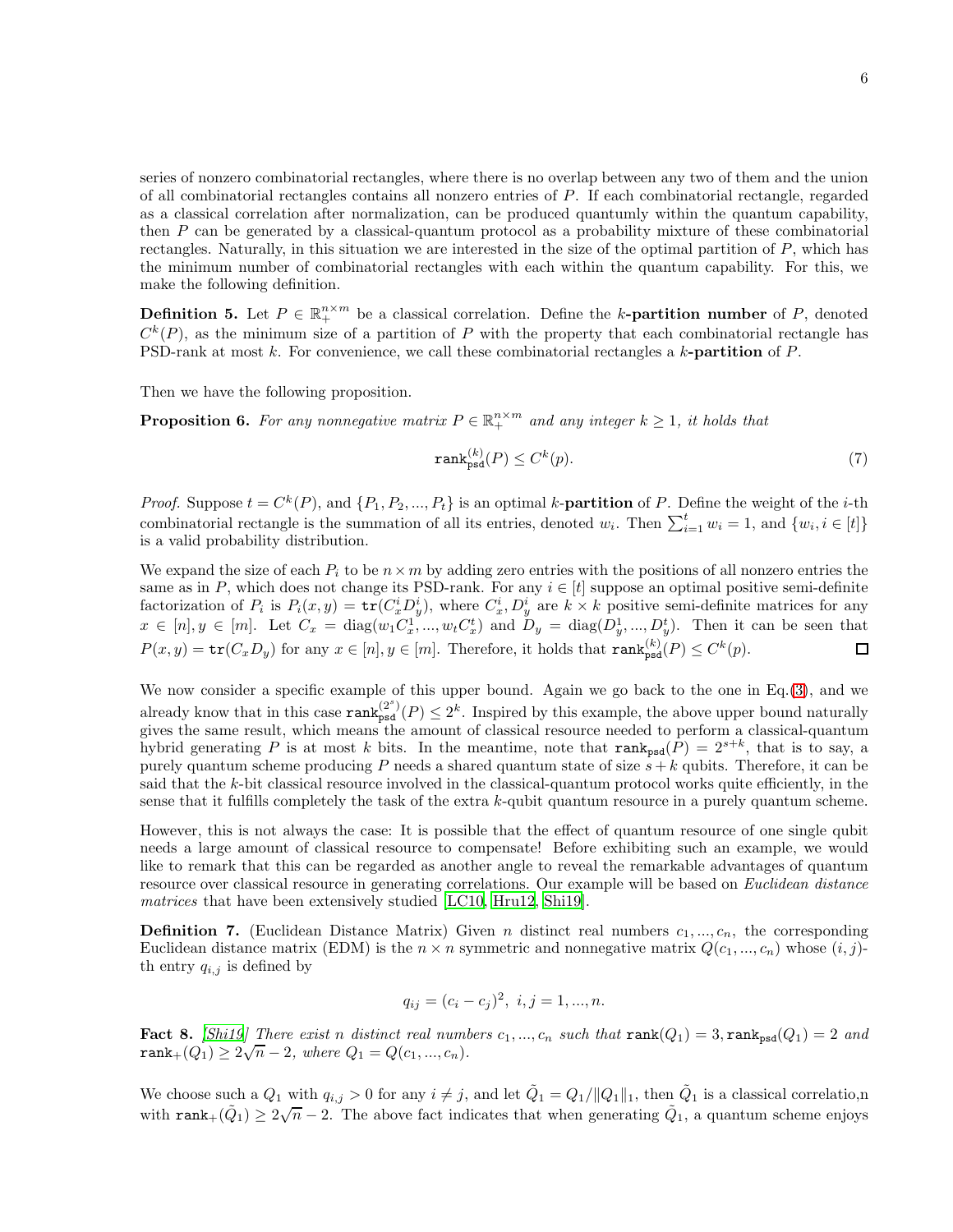series of nonzero combinatorial rectangles, where there is no overlap between any two of them and the union of all combinatorial rectangles contains all nonzero entries of $P$. If each combinatorial rectangle, regarded as a classical correlation after normalization, can be produced quantumly within the quantum capability, then $P$ can be generated by a classical-quantum protocol as a probability mixture of these combinatorial rectangles. Naturally, in this situation we are interested in the size of the optimal partition of $P$, which has the minimum number of combinatorial rectangles with each within the quantum capability. For this, we make the following definition.

**Definition 5.** Let $P \in \mathbb{R}_+^{n\times m}$ be a classical correlation. Define the $k$**-partition number** of $P$, denoted $C^k(P)$, as the minimum size of a partition of $P$ with the property that each combinatorial rectangle has PSD-rank at most $k$. For convenience, we call these combinatorial rectangles a $k$**-partition** of $P$.

Then we have the following proposition.

**Proposition 6.** *For any nonnegative matrix $P \in \mathbb{R}_+^{n\times m}$ and any integer $k \geq 1$, it holds that*

$$\texttt{rank}_{\texttt{psd}}^{(k)}(P) \leq C^k(p). \tag{7}$$

*Proof.* Suppose $t = C^k(P)$, and $\{P_1, P_2, ..., P_t\}$ is an optimal $k$-**partition** of $P$. Define the weight of the $i$-th combinatorial rectangle is the summation of all its entries, denoted $w_i$. Then $\sum_{i=1}^t w_i = 1$, and $\{w_i, i \in [t]\}$ is a valid probability distribution.

We expand the size of each $P_i$ to be $n \times m$ by adding zero entries with the positions of all nonzero entries the same as in $P$, which does not change its PSD-rank. For any $i \in [t]$ suppose an optimal positive semi-definite factorization of $P_i$ is $P_i(x,y) = \texttt{tr}(C_x^i D_y^i)$, where $C_x^i, D_y^i$ are $k \times k$ positive semi-definite matrices for any $x \in [n], y \in [m]$. Let $C_x = \text{diag}(w_1 C_x^1, ..., w_t C_x^t)$ and $D_y = \text{diag}(D_y^1, ..., D_y^t)$. Then it can be seen that $P(x,y) = \texttt{tr}(C_x D_y)$ for any $x \in [n], y \in [m]$. Therefore, it holds that $\texttt{rank}_{\texttt{psd}}^{(k)}(P) \leq C^k(p)$. ☐

We now consider a specific example of this upper bound. Again we go back to the one in Eq.(3), and we already know that in this case $\texttt{rank}_{\texttt{psd}}^{(2^s)}(P) \leq 2^k$. Inspired by this example, the above upper bound naturally gives the same result, which means the amount of classical resource needed to perform a classical-quantum hybrid generating $P$ is at most $k$ bits. In the meantime, note that $\texttt{rank}_{\texttt{psd}}(P) = 2^{s+k}$, that is to say, a purely quantum scheme producing $P$ needs a shared quantum state of size $s+k$ qubits. Therefore, it can be said that the $k$-bit classical resource involved in the classical-quantum protocol works quite efficiently, in the sense that it fulfills completely the task of the extra $k$-qubit quantum resource in a purely quantum scheme.

However, this is not always the case: It is possible that the effect of quantum resource of one single qubit needs a large amount of classical resource to compensate! Before exhibiting such an example, we would like to remark that this can be regarded as another angle to reveal the remarkable advantages of quantum resource over classical resource in generating correlations. Our example will be based on *Euclidean distance matrices* that have been extensively studied [LC10, Hru12, Shi19].

**Definition 7.** (Euclidean Distance Matrix) Given $n$ distinct real numbers $c_1, ..., c_n$, the corresponding Euclidean distance matrix (EDM) is the $n \times n$ symmetric and nonnegative matrix $Q(c_1, ..., c_n)$ whose $(i,j)$-th entry $q_{i,j}$ is defined by

$$q_{ij} = (c_i - c_j)^2, \ i,j = 1, ..., n.$$

**Fact 8.** *[Shi19] There exist $n$ distinct real numbers $c_1, ..., c_n$ such that $\texttt{rank}(Q_1) = 3, \texttt{rank}_{\texttt{psd}}(Q_1) = 2$ and $\texttt{rank}_+(Q_1) \geq 2\sqrt{n} - 2$, where $Q_1 = Q(c_1, ..., c_n)$.*

We choose such a $Q_1$ with $q_{i,j} > 0$ for any $i \neq j$, and let $\tilde{Q}_1 = Q_1/\|Q_1\|_1$, then $\tilde{Q}_1$ is a classical correlatio,n with $\texttt{rank}_+(\tilde{Q}_1) \geq 2\sqrt{n} - 2$. The above fact indicates that when generating $\tilde{Q}_1$, a quantum scheme enjoys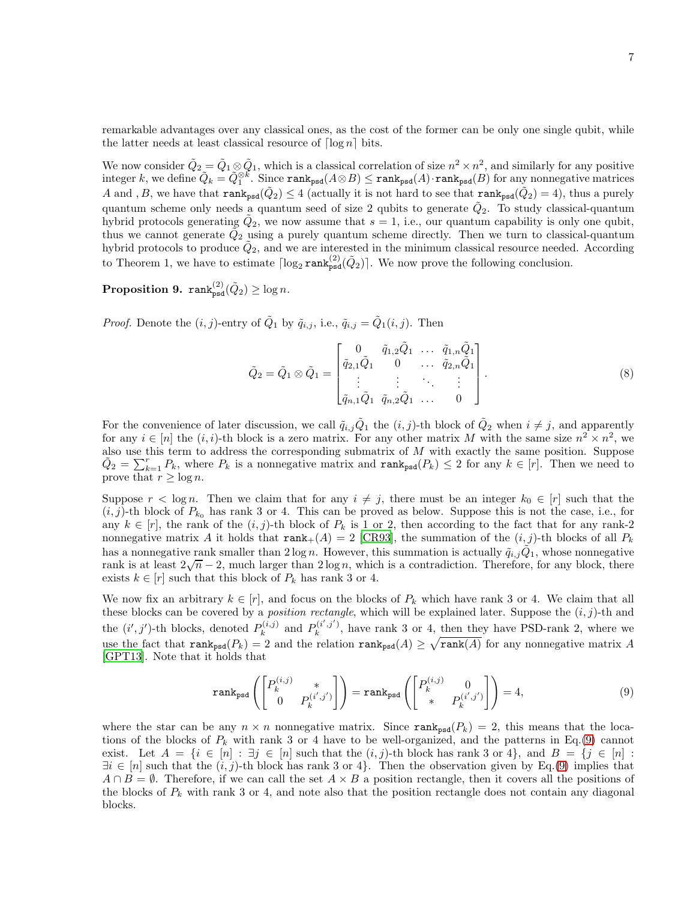remarkable advantages over any classical ones, as the cost of the former can be only one single qubit, while the latter needs at least classical resource of $\lceil \log n \rceil$ bits.

We now consider $\tilde{Q}_2 = \tilde{Q}_1 \otimes \tilde{Q}_1$, which is a classical correlation of size $n^2 \times n^2$, and similarly for any positive integer $k$, we define $\tilde{Q}_k = \tilde{Q}_1^{\otimes k}$. Since $\texttt{rank}_{\texttt{psd}}(A \otimes B) \leq \texttt{rank}_{\texttt{psd}}(A) \cdot \texttt{rank}_{\texttt{psd}}(B)$ for any nonnegative matrices $A$ and , $B$, we have that $\texttt{rank}_{\texttt{psd}}(\tilde{Q}_2) \leq 4$ (actually it is not hard to see that $\texttt{rank}_{\texttt{psd}}(\tilde{Q}_2) = 4$), thus a purely quantum scheme only needs a quantum seed of size 2 qubits to generate $\tilde{Q}_2$. To study classical-quantum hybrid protocols generating $\tilde{Q}_2$, we now assume that $s = 1$, i.e., our quantum capability is only one qubit, thus we cannot generate $\tilde{Q}_2$ using a purely quantum scheme directly. Then we turn to classical-quantum hybrid protocols to produce $\tilde{Q}_2$, and we are interested in the minimum classical resource needed. According to Theorem 1, we have to estimate $\lceil \log_2 \texttt{rank}^{(2)}_{\texttt{psd}}(\tilde{Q}_2) \rceil$. We now prove the following conclusion.

**Proposition 9.** $\texttt{rank}^{(2)}_{\texttt{psd}}(\tilde{Q}_2) \geq \log n$.

*Proof.* Denote the $(i, j)$-entry of $\tilde{Q}_1$ by $\tilde{q}_{i,j}$, i.e., $\tilde{q}_{i,j} = \tilde{Q}_1(i, j)$. Then

$$\tilde{Q}_2 = \tilde{Q}_1 \otimes \tilde{Q}_1 = \begin{bmatrix} 0 & \tilde{q}_{1,2}\tilde{Q}_1 & \dots & \tilde{q}_{1,n}\tilde{Q}_1 \\ \tilde{q}_{2,1}\tilde{Q}_1 & 0 & \dots & \tilde{q}_{2,n}\tilde{Q}_1 \\ \vdots & \vdots & \ddots & \vdots \\ \tilde{q}_{n,1}\tilde{Q}_1 & \tilde{q}_{n,2}\tilde{Q}_1 & \dots & 0 \end{bmatrix}. \tag{8}$$

For the convenience of later discussion, we call $\tilde{q}_{i,j}\tilde{Q}_1$ the $(i, j)$-th block of $\tilde{Q}_2$ when $i \neq j$, and apparently for any $i \in [n]$ the $(i, i)$-th block is a zero matrix. For any other matrix $M$ with the same size $n^2 \times n^2$, we also use this term to address the corresponding submatrix of $M$ with exactly the same position. Suppose $\tilde{Q}_2 = \sum_{k=1}^{r} P_k$, where $P_k$ is a nonnegative matrix and $\texttt{rank}_{\texttt{psd}}(P_k) \leq 2$ for any $k \in [r]$. Then we need to prove that $r \geq \log n$.

Suppose $r < \log n$. Then we claim that for any $i \neq j$, there must be an integer $k_0 \in [r]$ such that the $(i, j)$-th block of $P_{k_0}$ has rank 3 or 4. This can be proved as below. Suppose this is not the case, i.e., for any $k \in [r]$, the rank of the $(i, j)$-th block of $P_k$ is 1 or 2, then according to the fact that for any rank-2 nonnegative matrix $A$ it holds that $\texttt{rank}_+(A) = 2$ [CR93], the summation of the $(i, j)$-th blocks of all $P_k$ has a nonnegative rank smaller than $2 \log n$. However, this summation is actually $\tilde{q}_{i,j}\tilde{Q}_1$, whose nonnegative rank is at least $2\sqrt{n} - 2$, much larger than $2 \log n$, which is a contradiction. Therefore, for any block, there exists $k \in [r]$ such that this block of $P_k$ has rank 3 or 4.

We now fix an arbitrary $k \in [r]$, and focus on the blocks of $P_k$ which have rank 3 or 4. We claim that all these blocks can be covered by a *position rectangle*, which will be explained later. Suppose the $(i, j)$-th and the $(i', j')$-th blocks, denoted $P_k^{(i,j)}$ and $P_k^{(i',j')}$, have rank 3 or 4, then they have PSD-rank 2, where we use the fact that $\texttt{rank}_{\texttt{psd}}(P_k) = 2$ and the relation $\texttt{rank}_{\texttt{psd}}(A) \geq \sqrt{\texttt{rank}(A)}$ for any nonnegative matrix $A$ [GPT13]. Note that it holds that

$$\texttt{rank}_{\texttt{psd}}\left(\begin{bmatrix} P_k^{(i,j)} & * \\ 0 & P_k^{(i',j')} \end{bmatrix}\right) = \texttt{rank}_{\texttt{psd}}\left(\begin{bmatrix} P_k^{(i,j)} & 0 \\ * & P_k^{(i',j')} \end{bmatrix}\right) = 4, \tag{9}$$

where the star can be any $n \times n$ nonnegative matrix. Since $\texttt{rank}_{\texttt{psd}}(P_k) = 2$, this means that the locations of the blocks of $P_k$ with rank 3 or 4 have to be well-organized, and the patterns in Eq.(9) cannot exist. Let $A = \{i \in [n] : \exists j \in [n]$ such that the $(i, j)$-th block has rank 3 or 4$\}$, and $B = \{j \in [n] : \exists i \in [n]$ such that the $(i, j)$-th block has rank 3 or 4$\}$. Then the observation given by Eq.(9) implies that $A \cap B = \emptyset$. Therefore, if we can call the set $A \times B$ a position rectangle, then it covers all the positions of the blocks of $P_k$ with rank 3 or 4, and note also that the position rectangle does not contain any diagonal blocks.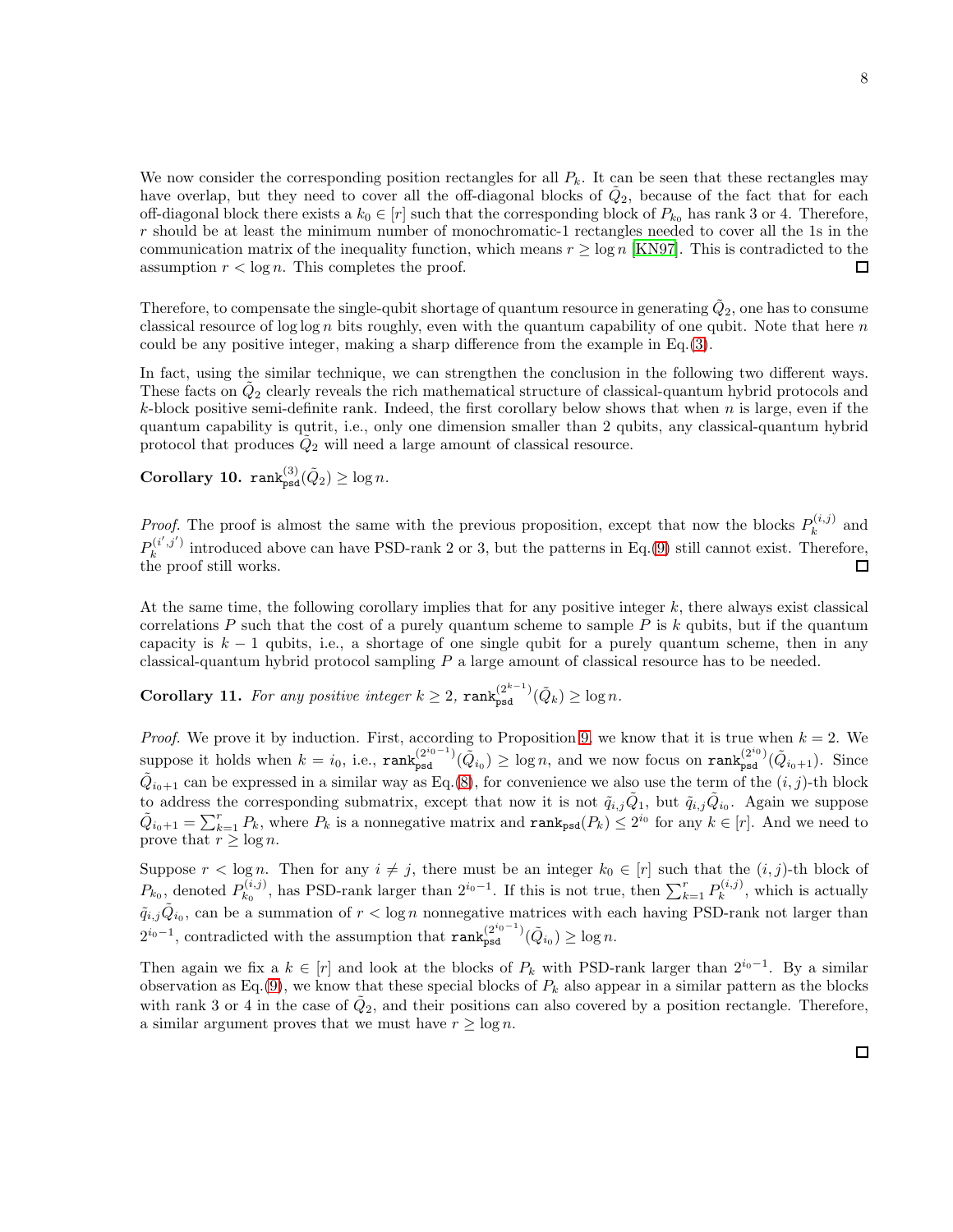We now consider the corresponding position rectangles for all $P_k$. It can be seen that these rectangles may have overlap, but they need to cover all the off-diagonal blocks of $\tilde{Q}_2$, because of the fact that for each off-diagonal block there exists a $k_0 \in [r]$ such that the corresponding block of $P_{k_0}$ has rank 3 or 4. Therefore, $r$ should be at least the minimum number of monochromatic-1 rectangles needed to cover all the 1s in the communication matrix of the inequality function, which means $r \geq \log n$ [KN97]. This is contradicted to the assumption $r < \log n$. This completes the proof. ∎

Therefore, to compensate the single-qubit shortage of quantum resource in generating $\tilde{Q}_2$, one has to consume classical resource of $\log \log n$ bits roughly, even with the quantum capability of one qubit. Note that here $n$ could be any positive integer, making a sharp difference from the example in Eq.(3).

In fact, using the similar technique, we can strengthen the conclusion in the following two different ways. These facts on $\tilde{Q}_2$ clearly reveals the rich mathematical structure of classical-quantum hybrid protocols and $k$-block positive semi-definite rank. Indeed, the first corollary below shows that when $n$ is large, even if the quantum capability is qutrit, i.e., only one dimension smaller than 2 qubits, any classical-quantum hybrid protocol that produces $\tilde{Q}_2$ will need a large amount of classical resource.

**Corollary 10.** $\mathtt{rank}_{\mathtt{psd}}^{(3)}(\tilde{Q}_2) \geq \log n$.

*Proof.* The proof is almost the same with the previous proposition, except that now the blocks $P_k^{(i,j)}$ and $P_k^{(i',j')}$ introduced above can have PSD-rank 2 or 3, but the patterns in Eq.(9) still cannot exist. Therefore, the proof still works. ∎

At the same time, the following corollary implies that for any positive integer $k$, there always exist classical correlations $P$ such that the cost of a purely quantum scheme to sample $P$ is $k$ qubits, but if the quantum capacity is $k-1$ qubits, i.e., a shortage of one single qubit for a purely quantum scheme, then in any classical-quantum hybrid protocol sampling $P$ a large amount of classical resource has to be needed.

**Corollary 11.** *For any positive integer $k \geq 2$, $\mathtt{rank}_{\mathtt{psd}}^{(2^{k-1})}(\tilde{Q}_k) \geq \log n$.*

*Proof.* We prove it by induction. First, according to Proposition 9, we know that it is true when $k = 2$. We suppose it holds when $k = i_0$, i.e., $\mathtt{rank}_{\mathtt{psd}}^{(2^{i_0-1})}(\tilde{Q}_{i_0}) \geq \log n$, and we now focus on $\mathtt{rank}_{\mathtt{psd}}^{(2^{i_0})}(\tilde{Q}_{i_0+1})$. Since $\tilde{Q}_{i_0+1}$ can be expressed in a similar way as Eq.(8), for convenience we also use the term of the $(i,j)$-th block to address the corresponding submatrix, except that now it is not $\tilde{q}_{i,j}\tilde{Q}_1$, but $\tilde{q}_{i,j}\tilde{Q}_{i_0}$. Again we suppose $\tilde{Q}_{i_0+1} = \sum_{k=1}^{r} P_k$, where $P_k$ is a nonnegative matrix and $\mathtt{rank}_{\mathtt{psd}}(P_k) \leq 2^{i_0}$ for any $k \in [r]$. And we need to prove that $r \geq \log n$.

Suppose $r < \log n$. Then for any $i \neq j$, there must be an integer $k_0 \in [r]$ such that the $(i,j)$-th block of $P_{k_0}$, denoted $P_{k_0}^{(i,j)}$, has PSD-rank larger than $2^{i_0-1}$. If this is not true, then $\sum_{k=1}^{r} P_k^{(i,j)}$, which is actually $\tilde{q}_{i,j}\tilde{Q}_{i_0}$, can be a summation of $r < \log n$ nonnegative matrices with each having PSD-rank not larger than $2^{i_0-1}$, contradicted with the assumption that $\mathtt{rank}_{\mathtt{psd}}^{(2^{i_0-1})}(\tilde{Q}_{i_0}) \geq \log n$.

Then again we fix a $k \in [r]$ and look at the blocks of $P_k$ with PSD-rank larger than $2^{i_0-1}$. By a similar observation as Eq.(9), we know that these special blocks of $P_k$ also appear in a similar pattern as the blocks with rank 3 or 4 in the case of $\tilde{Q}_2$, and their positions can also covered by a position rectangle. Therefore, a similar argument proves that we must have $r \geq \log n$. ∎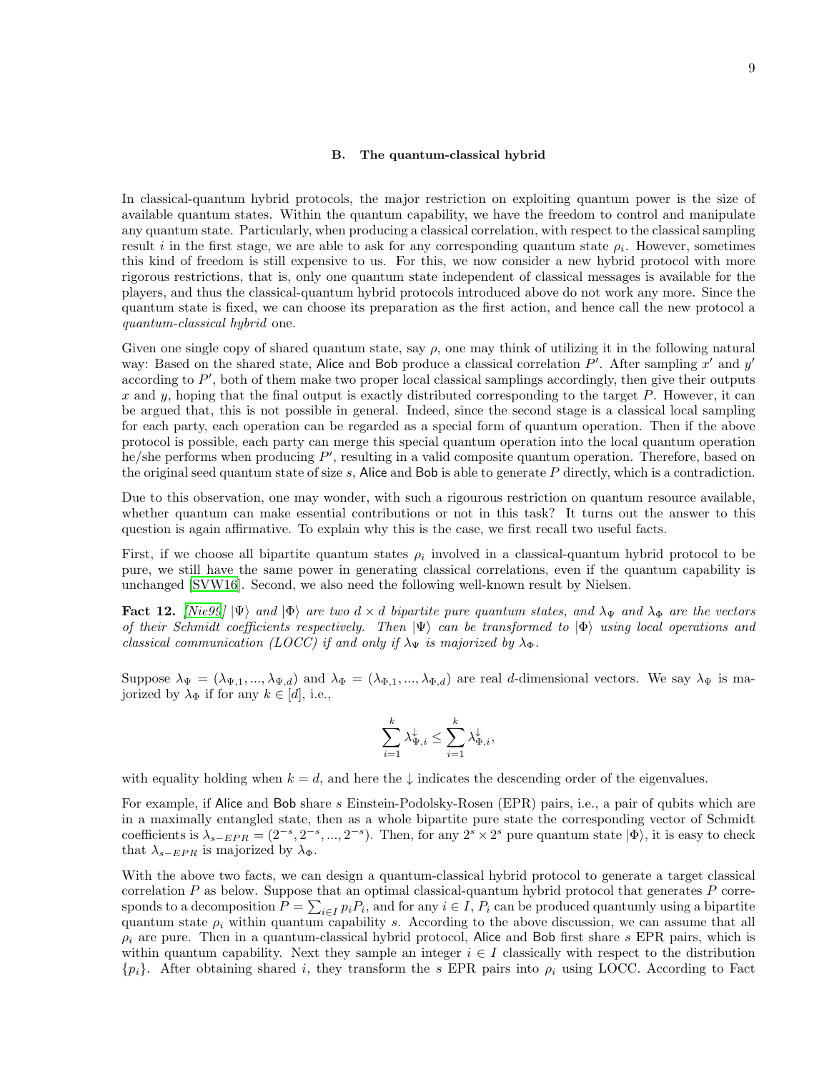### B. The quantum-classical hybrid

In classical-quantum hybrid protocols, the major restriction on exploiting quantum power is the size of available quantum states. Within the quantum capability, we have the freedom to control and manipulate any quantum state. Particularly, when producing a classical correlation, with respect to the classical sampling result $i$ in the first stage, we are able to ask for any corresponding quantum state $\rho_i$. However, sometimes this kind of freedom is still expensive to us. For this, we now consider a new hybrid protocol with more rigorous restrictions, that is, only one quantum state independent of classical messages is available for the players, and thus the classical-quantum hybrid protocols introduced above do not work any more. Since the quantum state is fixed, we can choose its preparation as the first action, and hence call the new protocol a *quantum-classical hybrid* one.

Given one single copy of shared quantum state, say $\rho$, one may think of utilizing it in the following natural way: Based on the shared state, Alice and Bob produce a classical correlation $P'$. After sampling $x'$ and $y'$ according to $P'$, both of them make two proper local classical samplings accordingly, then give their outputs $x$ and $y$, hoping that the final output is exactly distributed corresponding to the target $P$. However, it can be argued that, this is not possible in general. Indeed, since the second stage is a classical local sampling for each party, each operation can be regarded as a special form of quantum operation. Then if the above protocol is possible, each party can merge this special quantum operation into the local quantum operation he/she performs when producing $P'$, resulting in a valid composite quantum operation. Therefore, based on the original seed quantum state of size $s$, Alice and Bob is able to generate $P$ directly, which is a contradiction.

Due to this observation, one may wonder, with such a rigourous restriction on quantum resource available, whether quantum can make essential contributions or not in this task? It turns out the answer to this question is again affirmative. To explain why this is the case, we first recall two useful facts.

First, if we choose all bipartite quantum states $\rho_i$ involved in a classical-quantum hybrid protocol to be pure, we still have the same power in generating classical correlations, even if the quantum capability is unchanged [SVW16]. Second, we also need the following well-known result by Nielsen.

**Fact 12.** *[Nie99] $|\Psi\rangle$ and $|\Phi\rangle$ are two $d \times d$ bipartite pure quantum states, and $\lambda_\Psi$ and $\lambda_\Phi$ are the vectors of their Schmidt coefficients respectively. Then $|\Psi\rangle$ can be transformed to $|\Phi\rangle$ using local operations and classical communication (LOCC) if and only if $\lambda_\Psi$ is majorized by $\lambda_\Phi$.*

Suppose $\lambda_\Psi = (\lambda_{\Psi,1}, ..., \lambda_{\Psi,d})$ and $\lambda_\Phi = (\lambda_{\Phi,1}, ..., \lambda_{\Phi,d})$ are real $d$-dimensional vectors. We say $\lambda_\Psi$ is majorized by $\lambda_\Phi$ if for any $k \in [d]$, i.e.,

$$\sum_{i=1}^{k} \lambda_{\Psi,i}^{\downarrow} \leq \sum_{i=1}^{k} \lambda_{\Phi,i}^{\downarrow},$$

with equality holding when $k = d$, and here the $\downarrow$ indicates the descending order of the eigenvalues.

For example, if Alice and Bob share $s$ Einstein-Podolsky-Rosen (EPR) pairs, i.e., a pair of qubits which are in a maximally entangled state, then as a whole bipartite pure state the corresponding vector of Schmidt coefficients is $\lambda_{s-EPR} = (2^{-s}, 2^{-s}, ..., 2^{-s})$. Then, for any $2^s \times 2^s$ pure quantum state $|\Phi\rangle$, it is easy to check that $\lambda_{s-EPR}$ is majorized by $\lambda_\Phi$.

With the above two facts, we can design a quantum-classical hybrid protocol to generate a target classical correlation $P$ as below. Suppose that an optimal classical-quantum hybrid protocol that generates $P$ corresponds to a decomposition $P = \sum_{i \in I} p_i P_i$, and for any $i \in I$, $P_i$ can be produced quantumly using a bipartite quantum state $\rho_i$ within quantum capability $s$. According to the above discussion, we can assume that all $\rho_i$ are pure. Then in a quantum-classical hybrid protocol, Alice and Bob first share $s$ EPR pairs, which is within quantum capability. Next they sample an integer $i \in I$ classically with respect to the distribution $\{p_i\}$. After obtaining shared $i$, they transform the $s$ EPR pairs into $\rho_i$ using LOCC. According to Fact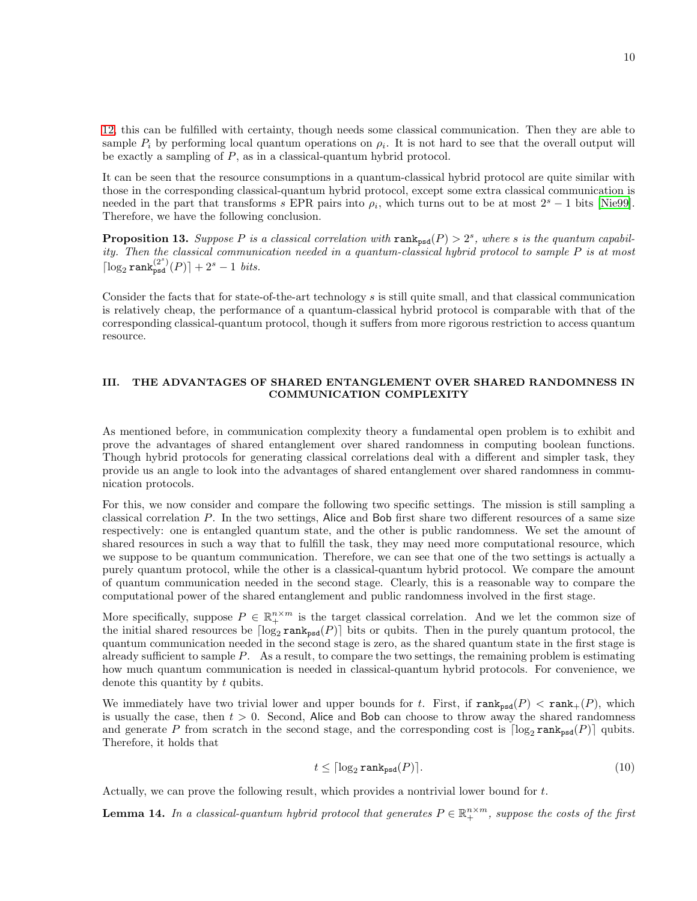12, this can be fulfilled with certainty, though needs some classical communication. Then they are able to sample $P_i$ by performing local quantum operations on $\rho_i$. It is not hard to see that the overall output will be exactly a sampling of $P$, as in a classical-quantum hybrid protocol.

It can be seen that the resource consumptions in a quantum-classical hybrid protocol are quite similar with those in the corresponding classical-quantum hybrid protocol, except some extra classical communication is needed in the part that transforms $s$ EPR pairs into $\rho_i$, which turns out to be at most $2^s - 1$ bits [Nie99]. Therefore, we have the following conclusion.

**Proposition 13.** *Suppose $P$ is a classical correlation with $\mathtt{rank_{psd}}(P) > 2^s$, where $s$ is the quantum capability. Then the classical communication needed in a quantum-classical hybrid protocol to sample $P$ is at most $\lceil \log_2 \mathtt{rank}_{\mathtt{psd}}^{(2^s)}(P) \rceil + 2^s - 1$ bits.*

Consider the facts that for state-of-the-art technology $s$ is still quite small, and that classical communication is relatively cheap, the performance of a quantum-classical hybrid protocol is comparable with that of the corresponding classical-quantum protocol, though it suffers from more rigorous restriction to access quantum resource.

## III. THE ADVANTAGES OF SHARED ENTANGLEMENT OVER SHARED RANDOMNESS IN COMMUNICATION COMPLEXITY

As mentioned before, in communication complexity theory a fundamental open problem is to exhibit and prove the advantages of shared entanglement over shared randomness in computing boolean functions. Though hybrid protocols for generating classical correlations deal with a different and simpler task, they provide us an angle to look into the advantages of shared entanglement over shared randomness in communication protocols.

For this, we now consider and compare the following two specific settings. The mission is still sampling a classical correlation $P$. In the two settings, Alice and Bob first share two different resources of a same size respectively: one is entangled quantum state, and the other is public randomness. We set the amount of shared resources in such a way that to fulfill the task, they may need more computational resource, which we suppose to be quantum communication. Therefore, we can see that one of the two settings is actually a purely quantum protocol, while the other is a classical-quantum hybrid protocol. We compare the amount of quantum communication needed in the second stage. Clearly, this is a reasonable way to compare the computational power of the shared entanglement and public randomness involved in the first stage.

More specifically, suppose $P \in \mathbb{R}_+^{n\times m}$ is the target classical correlation. And we let the common size of the initial shared resources be $\lceil \log_2 \mathtt{rank_{psd}}(P) \rceil$ bits or qubits. Then in the purely quantum protocol, the quantum communication needed in the second stage is zero, as the shared quantum state in the first stage is already sufficient to sample $P$. As a result, to compare the two settings, the remaining problem is estimating how much quantum communication is needed in classical-quantum hybrid protocols. For convenience, we denote this quantity by $t$ qubits.

We immediately have two trivial lower and upper bounds for $t$. First, if $\mathtt{rank_{psd}}(P) < \mathtt{rank}_+(P)$, which is usually the case, then $t > 0$. Second, Alice and Bob can choose to throw away the shared randomness and generate $P$ from scratch in the second stage, and the corresponding cost is $\lceil \log_2 \mathtt{rank_{psd}}(P) \rceil$ qubits. Therefore, it holds that

$$t \leq \lceil \log_2 \mathtt{rank_{psd}}(P) \rceil. \tag{10}$$

Actually, we can prove the following result, which provides a nontrivial lower bound for $t$.

**Lemma 14.** *In a classical-quantum hybrid protocol that generates $P \in \mathbb{R}_+^{n\times m}$, suppose the costs of the first*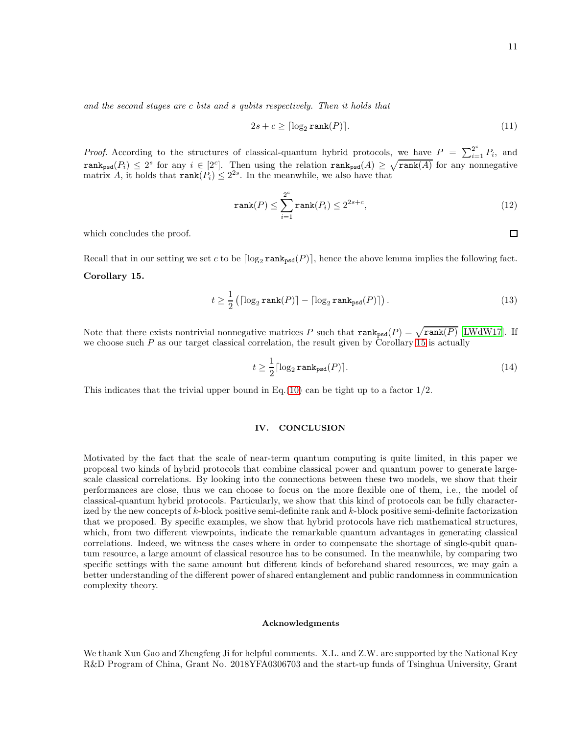*and the second stages are c bits and s qubits respectively. Then it holds that*

$$2s + c \geq \lceil \log_2 \mathtt{rank}(P) \rceil. \tag{11}$$

*Proof.* According to the structures of classical-quantum hybrid protocols, we have $P = \sum_{i=1}^{2^c} P_i$, and $\mathtt{rank}_{\mathtt{psd}}(P_i) \leq 2^s$ for any $i \in [2^c]$. Then using the relation $\mathtt{rank}_{\mathtt{psd}}(A) \geq \sqrt{\mathtt{rank}(A)}$ for any nonnegative matrix $A$, it holds that $\mathtt{rank}(P_i) \leq 2^{2s}$. In the meanwhile, we also have that

$$\mathtt{rank}(P) \leq \sum_{i=1}^{2^c} \mathtt{rank}(P_i) \leq 2^{2s+c}, \tag{12}$$

which concludes the proof. □

Recall that in our setting we set $c$ to be $\lceil \log_2 \mathtt{rank}_{\mathtt{psd}}(P) \rceil$, hence the above lemma implies the following fact.

**Corollary 15.**

$$t \geq \frac{1}{2} \left( \lceil \log_2 \mathtt{rank}(P) \rceil - \lceil \log_2 \mathtt{rank}_{\mathtt{psd}}(P) \rceil \right). \tag{13}$$

Note that there exists nontrivial nonnegative matrices $P$ such that $\mathtt{rank}_{\mathtt{psd}}(P) = \sqrt{\mathtt{rank}(P)}$ [LWdW17]. If we choose such $P$ as our target classical correlation, the result given by Corollary 15 is actually

$$t \geq \frac{1}{2} \lceil \log_2 \mathtt{rank}_{\mathtt{psd}}(P) \rceil. \tag{14}$$

This indicates that the trivial upper bound in Eq.(10) can be tight up to a factor 1/2.

## IV. CONCLUSION

Motivated by the fact that the scale of near-term quantum computing is quite limited, in this paper we proposal two kinds of hybrid protocols that combine classical power and quantum power to generate large-scale classical correlations. By looking into the connections between these two models, we show that their performances are close, thus we can choose to focus on the more flexible one of them, i.e., the model of classical-quantum hybrid protocols. Particularly, we show that this kind of protocols can be fully characterized by the new concepts of $k$-block positive semi-definite rank and $k$-block positive semi-definite factorization that we proposed. By specific examples, we show that hybrid protocols have rich mathematical structures, which, from two different viewpoints, indicate the remarkable quantum advantages in generating classical correlations. Indeed, we witness the cases where in order to compensate the shortage of single-qubit quantum resource, a large amount of classical resource has to be consumed. In the meanwhile, by comparing two specific settings with the same amount but different kinds of beforehand shared resources, we may gain a better understanding of the different power of shared entanglement and public randomness in communication complexity theory.

### Acknowledgments

We thank Xun Gao and Zhengfeng Ji for helpful comments. X.L. and Z.W. are supported by the National Key R&D Program of China, Grant No. 2018YFA0306703 and the start-up funds of Tsinghua University, Grant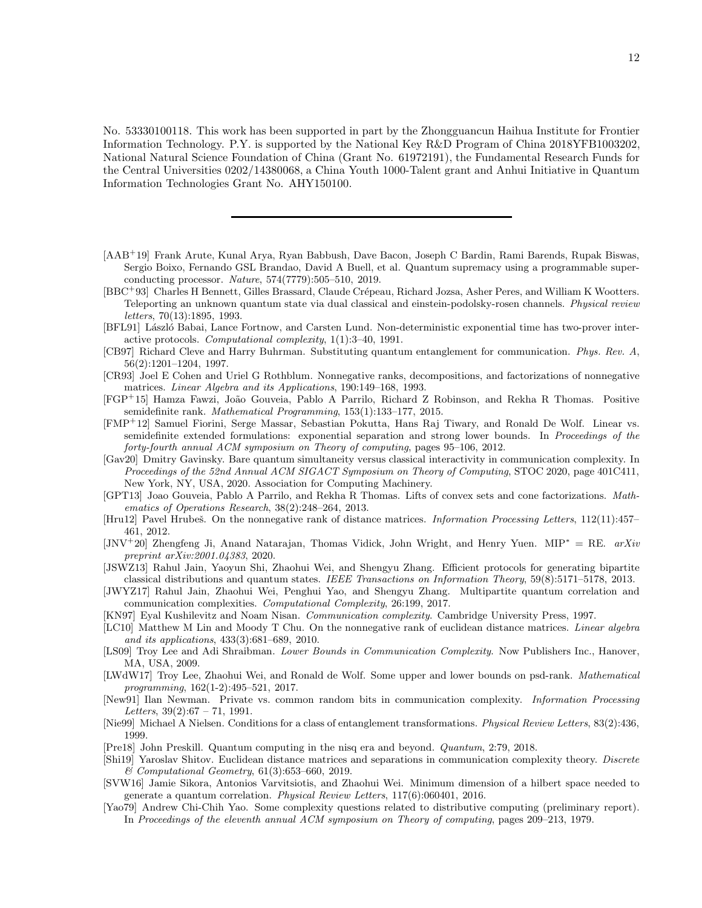No. 53330100118. This work has been supported in part by the Zhongguancun Haihua Institute for Frontier Information Technology. P.Y. is supported by the National Key R&D Program of China 2018YFB1003202, National Natural Science Foundation of China (Grant No. 61972191), the Fundamental Research Funds for the Central Universities 0202/14380068, a China Youth 1000-Talent grant and Anhui Initiative in Quantum Information Technologies Grant No. AHY150100.

---

[AAB+19] Frank Arute, Kunal Arya, Ryan Babbush, Dave Bacon, Joseph C Bardin, Rami Barends, Rupak Biswas, Sergio Boixo, Fernando GSL Brandao, David A Buell, et al. Quantum supremacy using a programmable superconducting processor. *Nature*, 574(7779):505–510, 2019.

[BBC+93] Charles H Bennett, Gilles Brassard, Claude Crépeau, Richard Jozsa, Asher Peres, and William K Wootters. Teleporting an unknown quantum state via dual classical and einstein-podolsky-rosen channels. *Physical review letters*, 70(13):1895, 1993.

[BFL91] László Babai, Lance Fortnow, and Carsten Lund. Non-deterministic exponential time has two-prover interactive protocols. *Computational complexity*, 1(1):3–40, 1991.

[CB97] Richard Cleve and Harry Buhrman. Substituting quantum entanglement for communication. *Phys. Rev. A*, 56(2):1201–1204, 1997.

[CR93] Joel E Cohen and Uriel G Rothblum. Nonnegative ranks, decompositions, and factorizations of nonnegative matrices. *Linear Algebra and its Applications*, 190:149–168, 1993.

[FGP+15] Hamza Fawzi, João Gouveia, Pablo A Parrilo, Richard Z Robinson, and Rekha R Thomas. Positive semidefinite rank. *Mathematical Programming*, 153(1):133–177, 2015.

[FMP+12] Samuel Fiorini, Serge Massar, Sebastian Pokutta, Hans Raj Tiwary, and Ronald De Wolf. Linear vs. semidefinite extended formulations: exponential separation and strong lower bounds. In *Proceedings of the forty-fourth annual ACM symposium on Theory of computing*, pages 95–106, 2012.

[Gav20] Dmitry Gavinsky. Bare quantum simultaneity versus classical interactivity in communication complexity. In *Proceedings of the 52nd Annual ACM SIGACT Symposium on Theory of Computing*, STOC 2020, page 401C411, New York, NY, USA, 2020. Association for Computing Machinery.

[GPT13] Joao Gouveia, Pablo A Parrilo, and Rekha R Thomas. Lifts of convex sets and cone factorizations. *Mathematics of Operations Research*, 38(2):248–264, 2013.

[Hru12] Pavel Hrubeš. On the nonnegative rank of distance matrices. *Information Processing Letters*, 112(11):457–461, 2012.

[JNV+20] Zhengfeng Ji, Anand Natarajan, Thomas Vidick, John Wright, and Henry Yuen. MIP$^*$ = RE. *arXiv preprint arXiv:2001.04383*, 2020.

[JSWZ13] Rahul Jain, Yaoyun Shi, Zhaohui Wei, and Shengyu Zhang. Efficient protocols for generating bipartite classical distributions and quantum states. *IEEE Transactions on Information Theory*, 59(8):5171–5178, 2013.

[JWYZ17] Rahul Jain, Zhaohui Wei, Penghui Yao, and Shengyu Zhang. Multipartite quantum correlation and communication complexities. *Computational Complexity*, 26:199, 2017.

[KN97] Eyal Kushilevitz and Noam Nisan. *Communication complexity*. Cambridge University Press, 1997.

[LC10] Matthew M Lin and Moody T Chu. On the nonnegative rank of euclidean distance matrices. *Linear algebra and its applications*, 433(3):681–689, 2010.

[LS09] Troy Lee and Adi Shraibman. *Lower Bounds in Communication Complexity*. Now Publishers Inc., Hanover, MA, USA, 2009.

[LWdW17] Troy Lee, Zhaohui Wei, and Ronald de Wolf. Some upper and lower bounds on psd-rank. *Mathematical programming*, 162(1-2):495–521, 2017.

[New91] Ilan Newman. Private vs. common random bits in communication complexity. *Information Processing Letters*, 39(2):67 – 71, 1991.

[Nie99] Michael A Nielsen. Conditions for a class of entanglement transformations. *Physical Review Letters*, 83(2):436, 1999.

[Pre18] John Preskill. Quantum computing in the nisq era and beyond. *Quantum*, 2:79, 2018.

[Shi19] Yaroslav Shitov. Euclidean distance matrices and separations in communication complexity theory. *Discrete & Computational Geometry*, 61(3):653–660, 2019.

[SVW16] Jamie Sikora, Antonios Varvitsiotis, and Zhaohui Wei. Minimum dimension of a hilbert space needed to generate a quantum correlation. *Physical Review Letters*, 117(6):060401, 2016.

[Yao79] Andrew Chi-Chih Yao. Some complexity questions related to distributive computing (preliminary report). In *Proceedings of the eleventh annual ACM symposium on Theory of computing*, pages 209–213, 1979.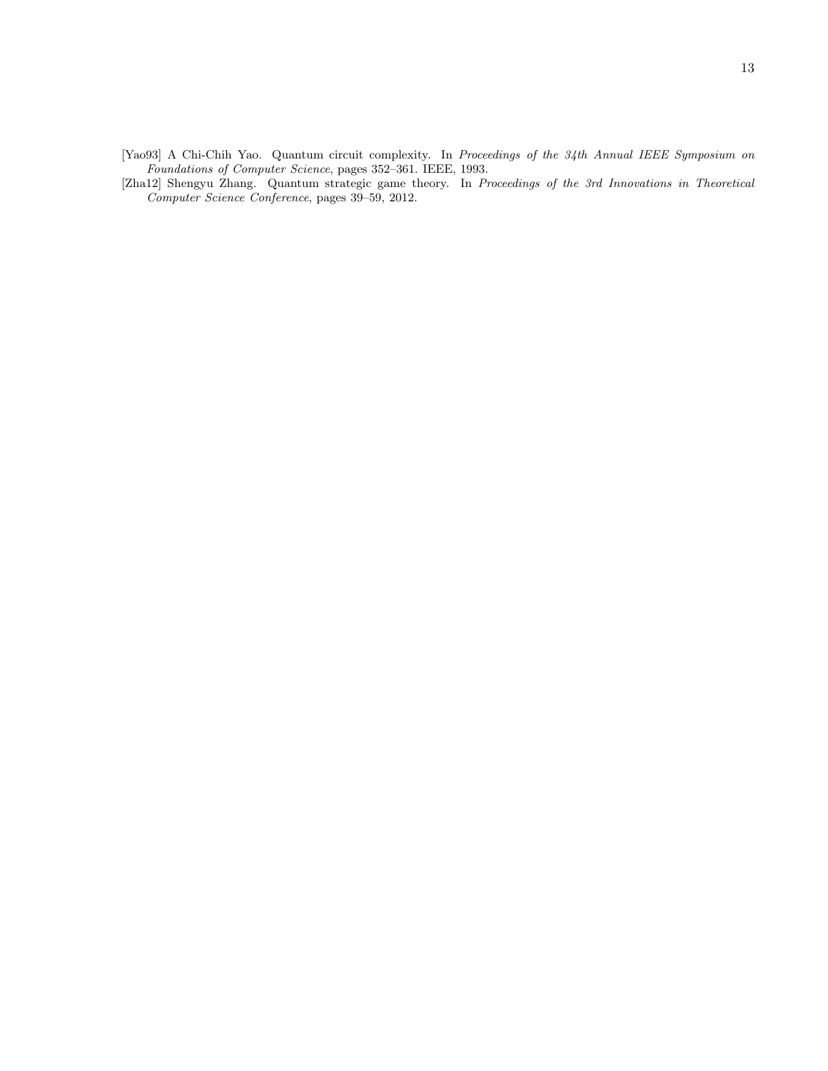[Yao93] A Chi-Chih Yao. Quantum circuit complexity. In *Proceedings of the 34th Annual IEEE Symposium on Foundations of Computer Science*, pages 352–361. IEEE, 1993.

[Zha12] Shengyu Zhang. Quantum strategic game theory. In *Proceedings of the 3rd Innovations in Theoretical Computer Science Conference*, pages 39–59, 2012.